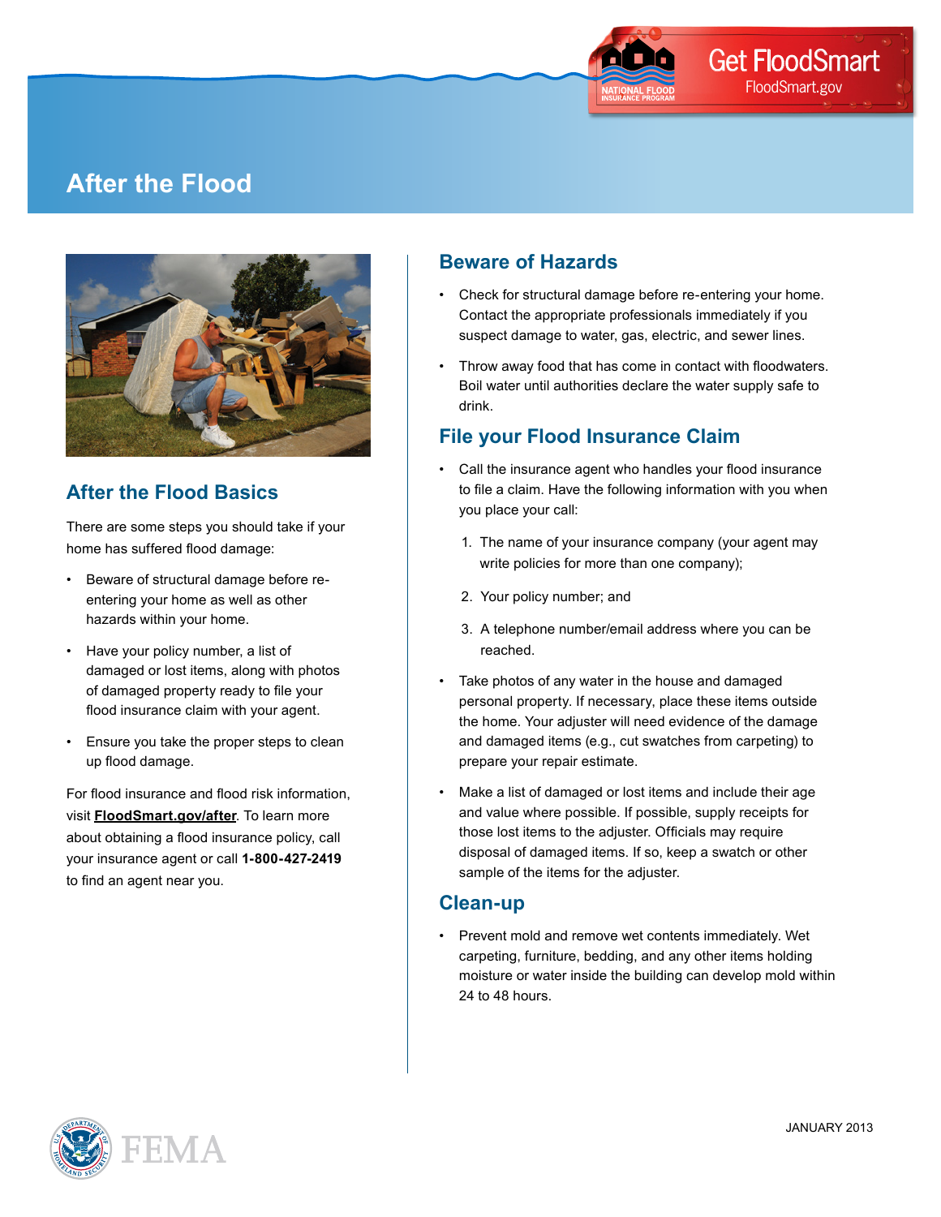# After the Flood

## After the Flood Basics

There are some steps you should take if your home has suffered flood damage:

- Beware of structural damage before re-entering your home as well as other hazards within your home.
- Have your policy number, a list of damaged or lost items, along with photos of damaged property ready to file your flood insurance claim with your agent.
- Ensure you take the proper steps to clean up flood damage.

For flood insurance and flood risk information, visit **FloodSmart.gov/after**. To learn more about obtaining a flood insurance policy, call your insurance agent or call **1-800-427-2419** to find an agent near you.

## Beware of Hazards

- Check for structural damage before re-entering your home. Contact the appropriate professionals immediately if you suspect damage to water, gas, electric, and sewer lines.
- Throw away food that has come in contact with floodwaters. Boil water until authorities declare the water supply safe to drink.

## File your Flood Insurance Claim

- Call the insurance agent who handles your flood insurance to file a claim. Have the following information with you when you place your call:
  1. The name of your insurance company (your agent may write policies for more than one company);
  2. Your policy number; and
  3. A telephone number/email address where you can be reached.
- Take photos of any water in the house and damaged personal property. If necessary, place these items outside the home. Your adjuster will need evidence of the damage and damaged items (e.g., cut swatches from carpeting) to prepare your repair estimate.
- Make a list of damaged or lost items and include their age and value where possible. If possible, supply receipts for those lost items to the adjuster. Officials may require disposal of damaged items. If so, keep a swatch or other sample of the items for the adjuster.

## Clean-up

- Prevent mold and remove wet contents immediately. Wet carpeting, furniture, bedding, and any other items holding moisture or water inside the building can develop mold within 24 to 48 hours.

JANUARY 2013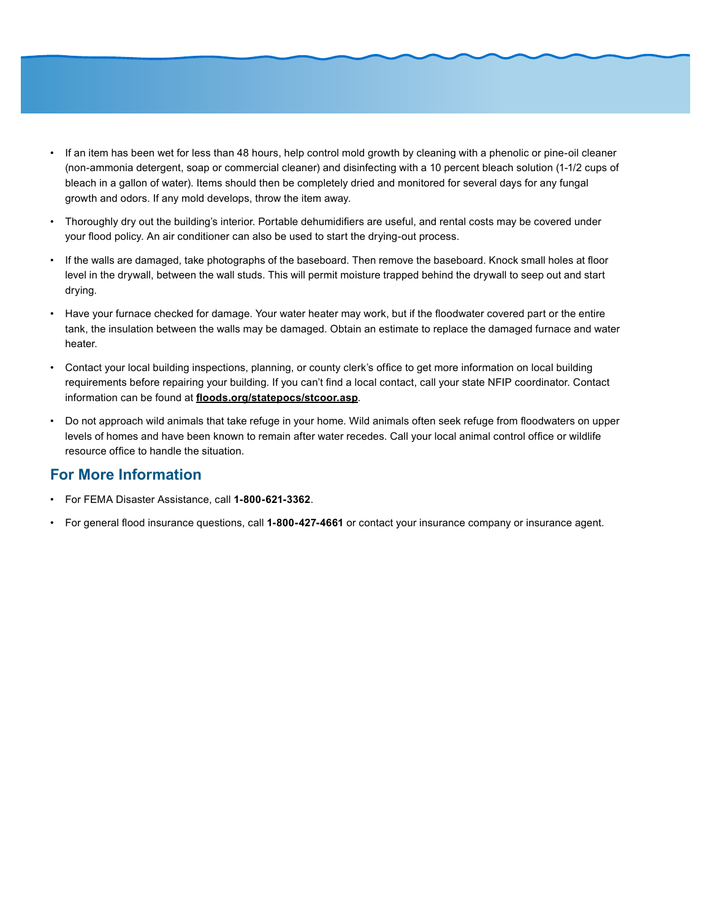- If an item has been wet for less than 48 hours, help control mold growth by cleaning with a phenolic or pine-oil cleaner (non-ammonia detergent, soap or commercial cleaner) and disinfecting with a 10 percent bleach solution (1-1/2 cups of bleach in a gallon of water). Items should then be completely dried and monitored for several days for any fungal growth and odors. If any mold develops, throw the item away.
- Thoroughly dry out the building's interior. Portable dehumidifiers are useful, and rental costs may be covered under your flood policy. An air conditioner can also be used to start the drying-out process.
- If the walls are damaged, take photographs of the baseboard. Then remove the baseboard. Knock small holes at floor level in the drywall, between the wall studs. This will permit moisture trapped behind the drywall to seep out and start drying.
- Have your furnace checked for damage. Your water heater may work, but if the floodwater covered part or the entire tank, the insulation between the walls may be damaged. Obtain an estimate to replace the damaged furnace and water heater.
- Contact your local building inspections, planning, or county clerk's office to get more information on local building requirements before repairing your building. If you can't find a local contact, call your state NFIP coordinator. Contact information can be found at **floods.org/statepocs/stcoor.asp**.
- Do not approach wild animals that take refuge in your home. Wild animals often seek refuge from floodwaters on upper levels of homes and have been known to remain after water recedes. Call your local animal control office or wildlife resource office to handle the situation.

## For More Information

- For FEMA Disaster Assistance, call **1-800-621-3362**.
- For general flood insurance questions, call **1-800-427-4661** or contact your insurance company or insurance agent.